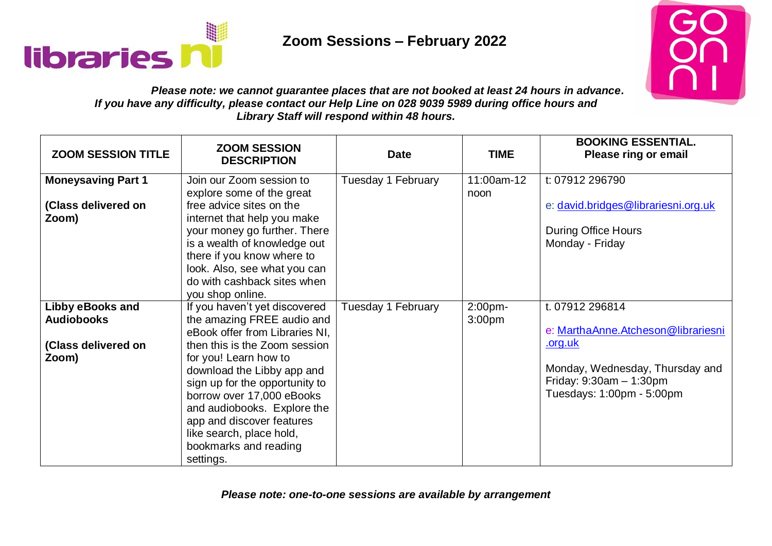# Zoom Sessions – February 2022

***Please note: we cannot guarantee places that are not booked at least 24 hours in advance. If you have any difficulty, please contact our Help Line on 028 9039 5989 during office hours and Library Staff will respond within 48 hours.***

| ZOOM SESSION TITLE | ZOOM SESSION DESCRIPTION | Date | TIME | BOOKING ESSENTIAL. Please ring or email |
|---|---|---|---|---|
| **Moneysaving Part 1**<br><br>**(Class delivered on Zoom)** | Join our Zoom session to explore some of the great free advice sites on the internet that help you make your money go further. There is a wealth of knowledge out there if you know where to look. Also, see what you can do with cashback sites when you shop online. | Tuesday 1 February | 11:00am-12 noon | t: 07912 296790<br><br>e: david.bridges@librariesni.org.uk<br><br>During Office Hours Monday - Friday |
| **Libby eBooks and Audiobooks**<br><br>**(Class delivered on Zoom)** | If you haven't yet discovered the amazing FREE audio and eBook offer from Libraries NI, then this is the Zoom session for you! Learn how to download the Libby app and sign up for the opportunity to borrow over 17,000 eBooks and audiobooks. Explore the app and discover features like search, place hold, bookmarks and reading settings. | Tuesday 1 February | 2:00pm-3:00pm | t. 07912 296814<br><br>e: MarthaAnne.Atcheson@librariesni.org.uk<br><br>Monday, Wednesday, Thursday and Friday: 9:30am – 1:30pm<br>Tuesdays: 1:00pm - 5:00pm |

***Please note: one-to-one sessions are available by arrangement***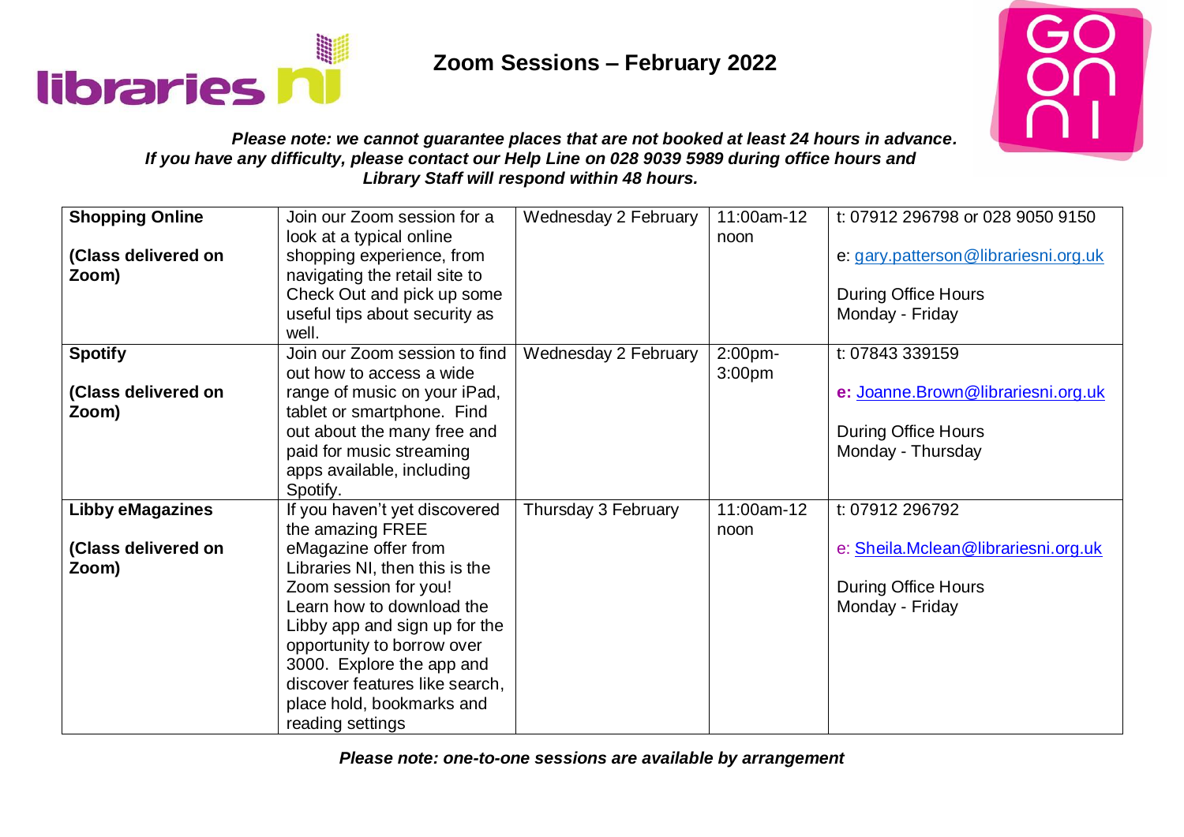# Zoom Sessions – February 2022

***Please note: we cannot guarantee places that are not booked at least 24 hours in advance. If you have any difficulty, please contact our Help Line on 028 9039 5989 during office hours and Library Staff will respond within 48 hours.***

| | | | | |
|---|---|---|---|---|
| **Shopping Online**<br><br>**(Class delivered on Zoom)** | Join our Zoom session for a look at a typical online shopping experience, from navigating the retail site to Check Out and pick up some useful tips about security as well. | Wednesday 2 February | 11:00am-12 noon | t: 07912 296798 or 028 9050 9150<br><br>e: gary.patterson@librariesni.org.uk<br><br>During Office Hours Monday - Friday |
| **Spotify**<br><br>**(Class delivered on Zoom)** | Join our Zoom session to find out how to access a wide range of music on your iPad, tablet or smartphone. Find out about the many free and paid for music streaming apps available, including Spotify. | Wednesday 2 February | 2:00pm-3:00pm | t: 07843 339159<br><br>**e:** Joanne.Brown@librariesni.org.uk<br><br>During Office Hours Monday - Thursday |
| **Libby eMagazines**<br><br>**(Class delivered on Zoom)** | If you haven't yet discovered the amazing FREE eMagazine offer from Libraries NI, then this is the Zoom session for you! Learn how to download the Libby app and sign up for the opportunity to borrow over 3000. Explore the app and discover features like search, place hold, bookmarks and reading settings | Thursday 3 February | 11:00am-12 noon | t: 07912 296792<br><br>e: Sheila.Mclean@librariesni.org.uk<br><br>During Office Hours Monday - Friday |

***Please note: one-to-one sessions are available by arrangement***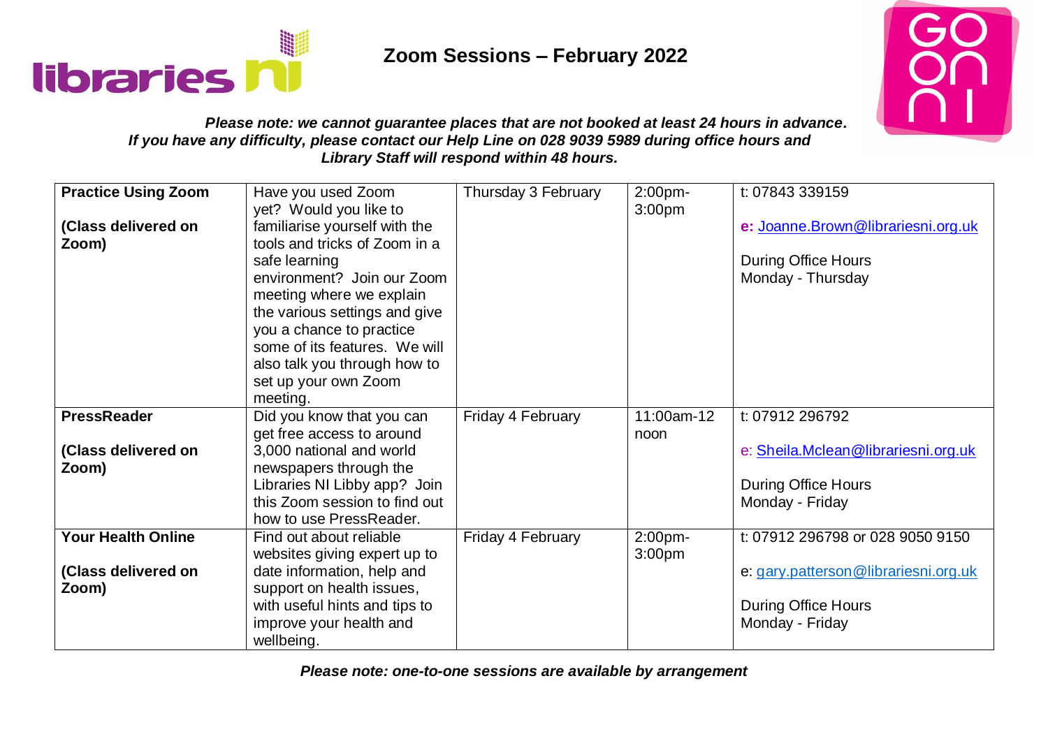# Zoom Sessions – February 2022

***Please note: we cannot guarantee places that are not booked at least 24 hours in advance. If you have any difficulty, please contact our Help Line on 028 9039 5989 during office hours and Library Staff will respond within 48 hours.***

| | | | | |
|---|---|---|---|---|
| **Practice Using Zoom**<br><br>**(Class delivered on Zoom)** | Have you used Zoom yet? Would you like to familiarise yourself with the tools and tricks of Zoom in a safe learning environment? Join our Zoom meeting where we explain the various settings and give you a chance to practice some of its features. We will also talk you through how to set up your own Zoom meeting. | Thursday 3 February | 2:00pm-3:00pm | t: 07843 339159<br><br>**e:** Joanne.Brown@librariesni.org.uk<br><br>During Office Hours Monday - Thursday |
| **PressReader**<br><br>**(Class delivered on Zoom)** | Did you know that you can get free access to around 3,000 national and world newspapers through the Libraries NI Libby app? Join this Zoom session to find out how to use PressReader. | Friday 4 February | 11:00am-12 noon | t: 07912 296792<br><br>e: Sheila.Mclean@librariesni.org.uk<br><br>During Office Hours Monday - Friday |
| **Your Health Online**<br><br>**(Class delivered on Zoom)** | Find out about reliable websites giving expert up to date information, help and support on health issues, with useful hints and tips to improve your health and wellbeing. | Friday 4 February | 2:00pm-3:00pm | t: 07912 296798 or 028 9050 9150<br><br>e: gary.patterson@librariesni.org.uk<br><br>During Office Hours Monday - Friday |

***Please note: one-to-one sessions are available by arrangement***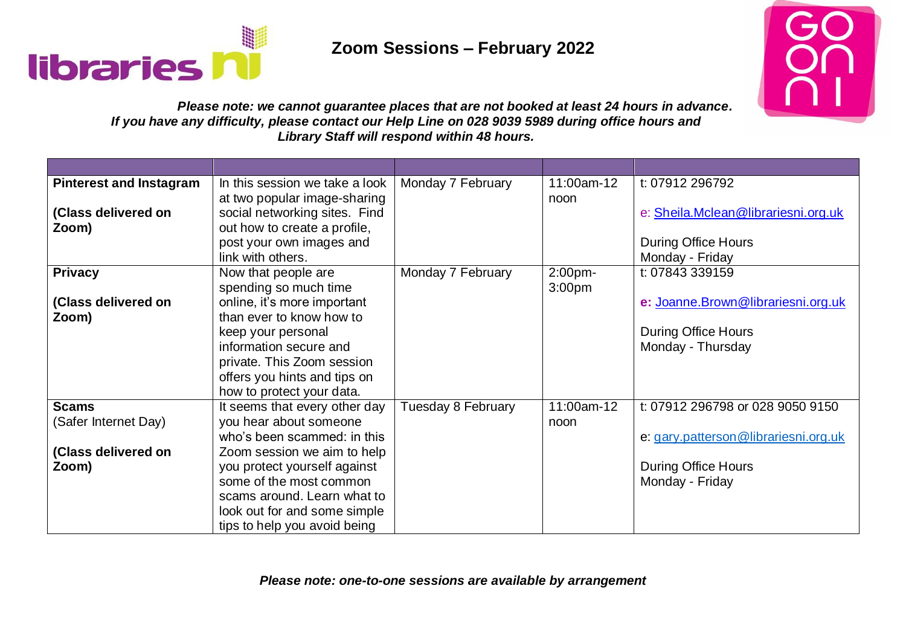# Zoom Sessions – February 2022

***Please note: we cannot guarantee places that are not booked at least 24 hours in advance. If you have any difficulty, please contact our Help Line on 028 9039 5989 during office hours and Library Staff will respond within 48 hours.***

| | | | | |
|---|---|---|---|---|
| **Pinterest and Instagram**<br><br>**(Class delivered on Zoom)** | In this session we take a look at two popular image-sharing social networking sites. Find out how to create a profile, post your own images and link with others. | Monday 7 February | 11:00am-12 noon | t: 07912 296792<br><br>e: Sheila.Mclean@librariesni.org.uk<br><br>During Office Hours<br>Monday - Friday |
| **Privacy**<br><br>**(Class delivered on Zoom)** | Now that people are spending so much time online, it's more important than ever to know how to keep your personal information secure and private. This Zoom session offers you hints and tips on how to protect your data. | Monday 7 February | 2:00pm-3:00pm | t: 07843 339159<br><br>**e:** Joanne.Brown@librariesni.org.uk<br><br>During Office Hours<br>Monday - Thursday |
| **Scams**<br>(Safer Internet Day)<br><br>**(Class delivered on Zoom)** | It seems that every other day you hear about someone who's been scammed: in this Zoom session we aim to help you protect yourself against some of the most common scams around. Learn what to look out for and some simple tips to help you avoid being | Tuesday 8 February | 11:00am-12 noon | t: 07912 296798 or 028 9050 9150<br><br>e: gary.patterson@librariesni.org.uk<br><br>During Office Hours<br>Monday - Friday |

***Please note: one-to-one sessions are available by arrangement***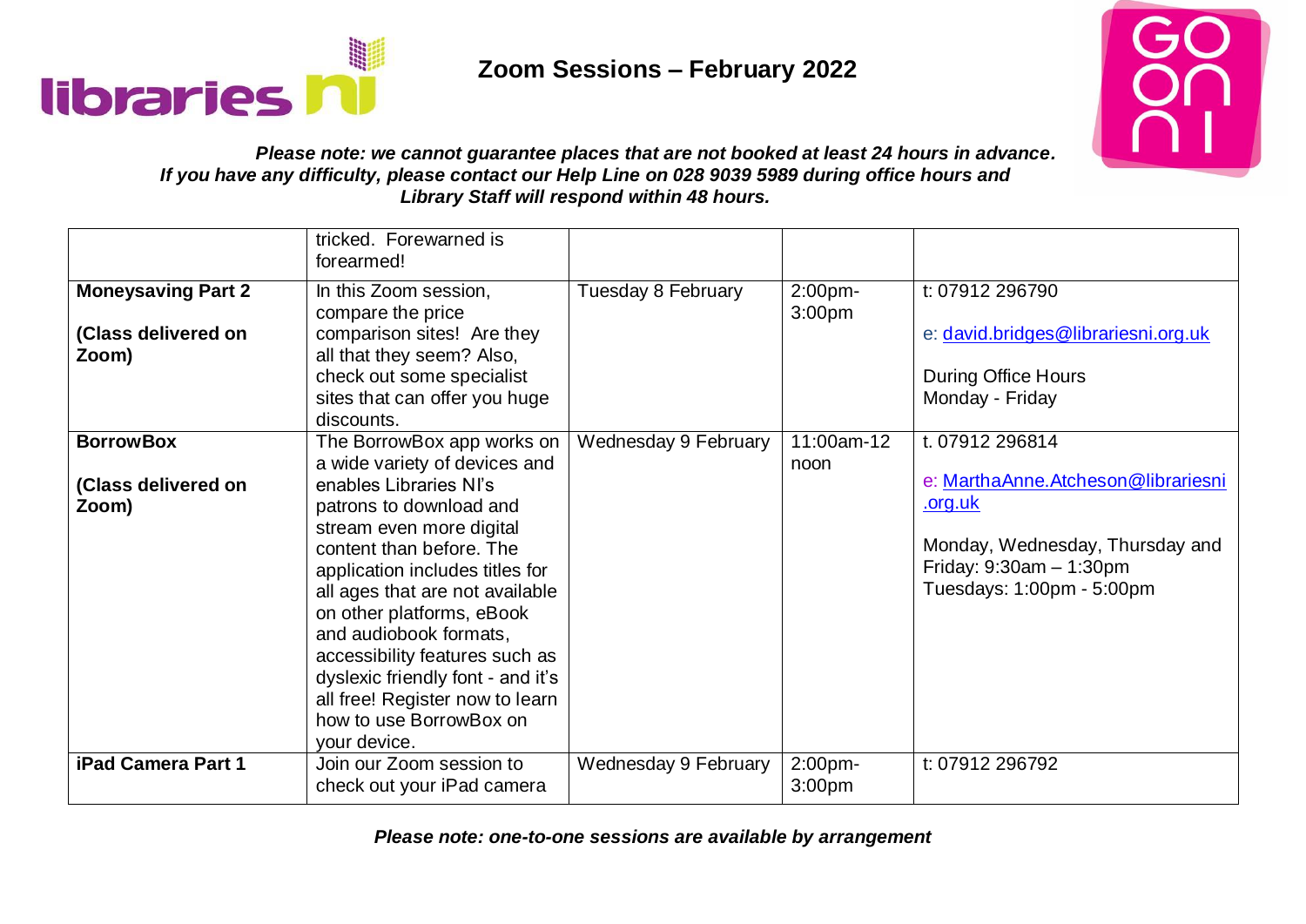## Zoom Sessions – February 2022

***Please note: we cannot guarantee places that are not booked at least 24 hours in advance. If you have any difficulty, please contact our Help Line on 028 9039 5989 during office hours and Library Staff will respond within 48 hours.***

| | | | | |
|---|---|---|---|---|
| | tricked. Forewarned is forearmed! | | | |
| **Moneysaving Part 2**<br><br>**(Class delivered on Zoom)** | In this Zoom session, compare the price comparison sites! Are they all that they seem? Also, check out some specialist sites that can offer you huge discounts. | Tuesday 8 February | 2:00pm-3:00pm | t: 07912 296790<br><br>e: david.bridges@librariesni.org.uk<br><br>During Office Hours Monday - Friday |
| **BorrowBox**<br><br>**(Class delivered on Zoom)** | The BorrowBox app works on a wide variety of devices and enables Libraries NI's patrons to download and stream even more digital content than before. The application includes titles for all ages that are not available on other platforms, eBook and audiobook formats, accessibility features such as dyslexic friendly font - and it's all free! Register now to learn how to use BorrowBox on your device. | Wednesday 9 February | 11:00am-12 noon | t. 07912 296814<br><br>e: MarthaAnne.Atcheson@librariesni.org.uk<br><br>Monday, Wednesday, Thursday and Friday: 9:30am – 1:30pm<br>Tuesdays: 1:00pm - 5:00pm |
| **iPad Camera Part 1** | Join our Zoom session to check out your iPad camera | Wednesday 9 February | 2:00pm-3:00pm | t: 07912 296792 |

***Please note: one-to-one sessions are available by arrangement***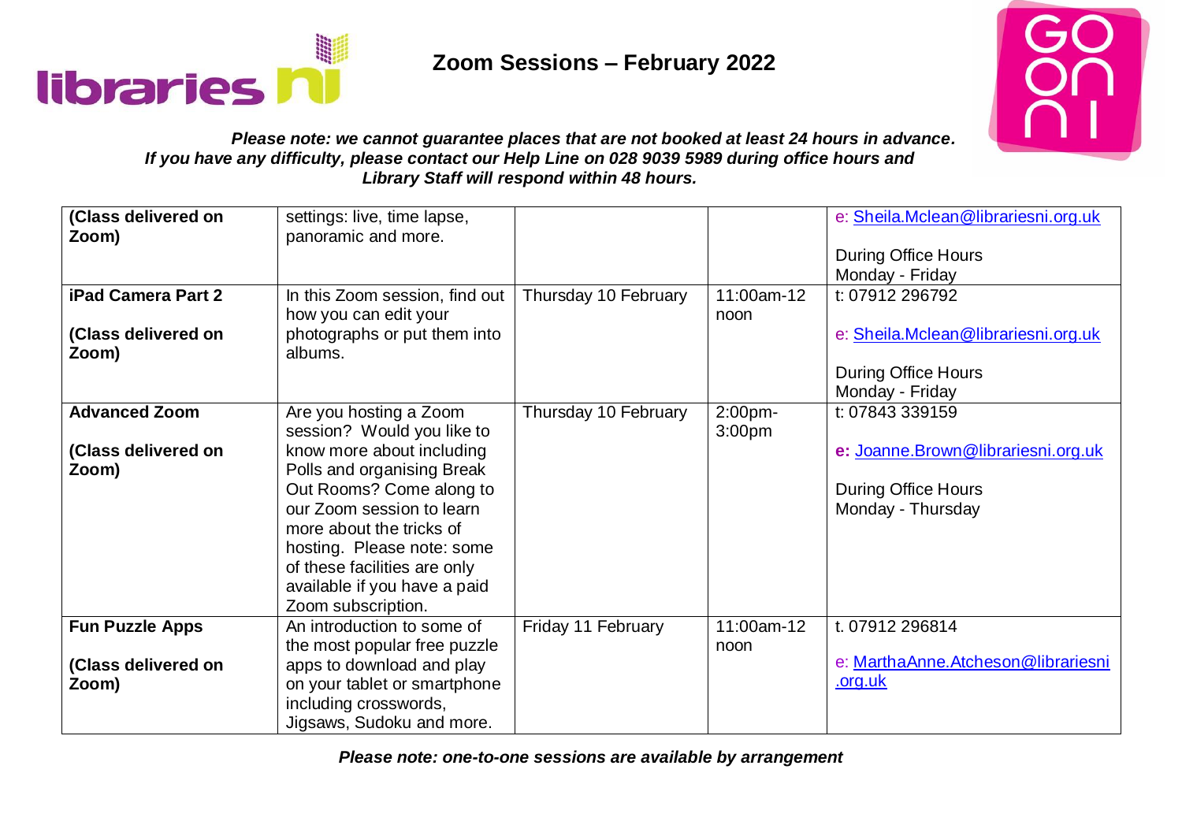# Zoom Sessions – February 2022

***Please note: we cannot guarantee places that are not booked at least 24 hours in advance. If you have any difficulty, please contact our Help Line on 028 9039 5989 during office hours and Library Staff will respond within 48 hours.***

| **(Class delivered on Zoom)** | settings: live, time lapse, panoramic and more. | | | e: Sheila.Mclean@librariesni.org.uk<br><br>During Office Hours<br>Monday - Friday |
|---|---|---|---|---|
| **iPad Camera Part 2**<br><br>**(Class delivered on Zoom)** | In this Zoom session, find out how you can edit your photographs or put them into albums. | Thursday 10 February | 11:00am-12 noon | t: 07912 296792<br><br>e: Sheila.Mclean@librariesni.org.uk<br><br>During Office Hours<br>Monday - Friday |
| **Advanced Zoom**<br><br>**(Class delivered on Zoom)** | Are you hosting a Zoom session? Would you like to know more about including Polls and organising Break Out Rooms? Come along to our Zoom session to learn more about the tricks of hosting. Please note: some of these facilities are only available if you have a paid Zoom subscription. | Thursday 10 February | 2:00pm-3:00pm | t: 07843 339159<br><br>**e:** Joanne.Brown@librariesni.org.uk<br><br>During Office Hours<br>Monday - Thursday |
| **Fun Puzzle Apps**<br><br>**(Class delivered on Zoom)** | An introduction to some of the most popular free puzzle apps to download and play on your tablet or smartphone including crosswords, Jigsaws, Sudoku and more. | Friday 11 February | 11:00am-12 noon | t. 07912 296814<br><br>e: MarthaAnne.Atcheson@librariesni.org.uk |

***Please note: one-to-one sessions are available by arrangement***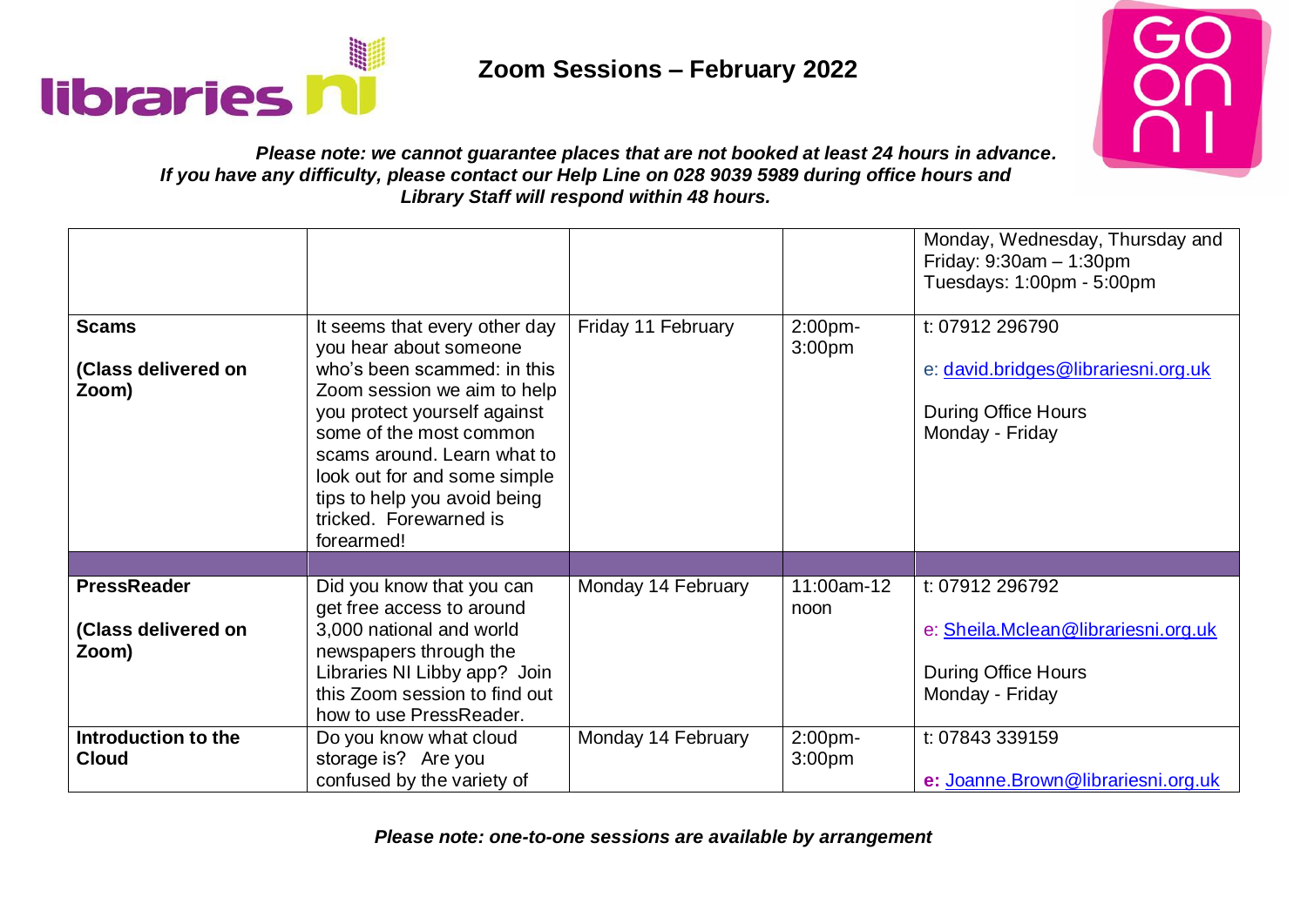# Zoom Sessions – February 2022

***Please note: we cannot guarantee places that are not booked at least 24 hours in advance. If you have any difficulty, please contact our Help Line on 028 9039 5989 during office hours and Library Staff will respond within 48 hours.***

| | | | | |
|---|---|---|---|---|
| | | | | Monday, Wednesday, Thursday and Friday: 9:30am – 1:30pm<br>Tuesdays: 1:00pm - 5:00pm |
| **Scams**<br><br>**(Class delivered on Zoom)** | It seems that every other day you hear about someone who's been scammed: in this Zoom session we aim to help you protect yourself against some of the most common scams around. Learn what to look out for and some simple tips to help you avoid being tricked. Forewarned is forearmed! | Friday 11 February | 2:00pm-3:00pm | t: 07912 296790<br><br>e: david.bridges@librariesni.org.uk<br><br>During Office Hours Monday - Friday |
| | | | | |
| **PressReader**<br><br>**(Class delivered on Zoom)** | Did you know that you can get free access to around 3,000 national and world newspapers through the Libraries NI Libby app? Join this Zoom session to find out how to use PressReader. | Monday 14 February | 11:00am-12 noon | t: 07912 296792<br><br>e: Sheila.Mclean@librariesni.org.uk<br><br>During Office Hours Monday - Friday |
| **Introduction to the Cloud** | Do you know what cloud storage is? Are you confused by the variety of | Monday 14 February | 2:00pm-3:00pm | t: 07843 339159<br><br>**e:** Joanne.Brown@librariesni.org.uk |

***Please note: one-to-one sessions are available by arrangement***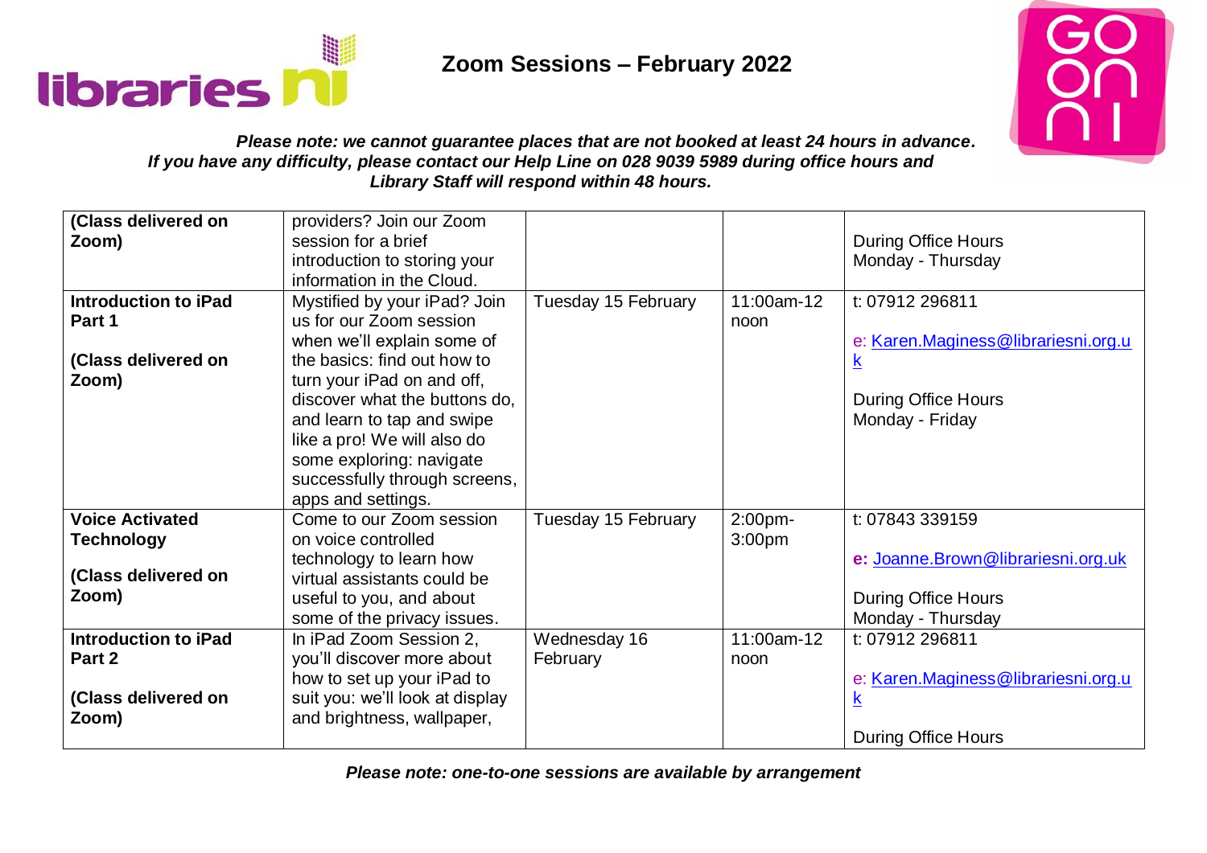# Zoom Sessions – February 2022

***Please note: we cannot guarantee places that are not booked at least 24 hours in advance. If you have any difficulty, please contact our Help Line on 028 9039 5989 during office hours and Library Staff will respond within 48 hours.***

| | | | | |
|---|---|---|---|---|
| **(Class delivered on Zoom)** | providers? Join our Zoom session for a brief introduction to storing your information in the Cloud. | | | During Office Hours<br>Monday - Thursday |
| **Introduction to iPad Part 1**<br><br>**(Class delivered on Zoom)** | Mystified by your iPad? Join us for our Zoom session when we'll explain some of the basics: find out how to turn your iPad on and off, discover what the buttons do, and learn to tap and swipe like a pro! We will also do some exploring: navigate successfully through screens, apps and settings. | Tuesday 15 February | 11:00am-12 noon | t: 07912 296811<br><br>e: Karen.Maginess@librariesni.org.uk<br><br>During Office Hours<br>Monday - Friday |
| **Voice Activated Technology**<br><br>**(Class delivered on Zoom)** | Come to our Zoom session on voice controlled technology to learn how virtual assistants could be useful to you, and about some of the privacy issues. | Tuesday 15 February | 2:00pm-3:00pm | t: 07843 339159<br><br>**e:** Joanne.Brown@librariesni.org.uk<br><br>During Office Hours<br>Monday - Thursday |
| **Introduction to iPad Part 2**<br><br>**(Class delivered on Zoom)** | In iPad Zoom Session 2, you'll discover more about how to set up your iPad to suit you: we'll look at display and brightness, wallpaper, | Wednesday 16 February | 11:00am-12 noon | t: 07912 296811<br><br>e: Karen.Maginess@librariesni.org.uk<br><br>During Office Hours |

***Please note: one-to-one sessions are available by arrangement***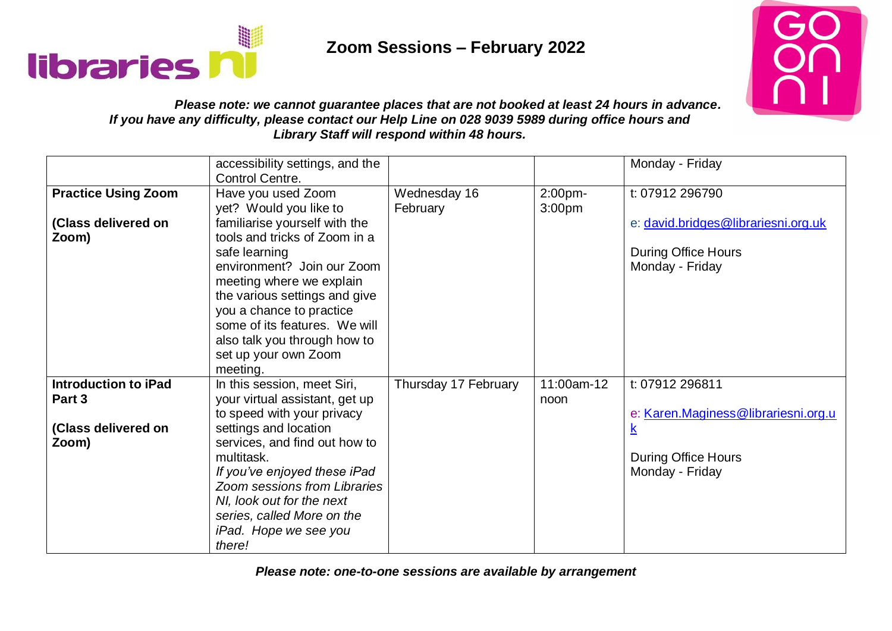## Zoom Sessions – February 2022

***Please note: we cannot guarantee places that are not booked at least 24 hours in advance. If you have any difficulty, please contact our Help Line on 028 9039 5989 during office hours and Library Staff will respond within 48 hours.***

| | | | | |
|---|---|---|---|---|
| | accessibility settings, and the Control Centre. | | | Monday - Friday |
| **Practice Using Zoom**<br><br>**(Class delivered on Zoom)** | Have you used Zoom yet? Would you like to familiarise yourself with the tools and tricks of Zoom in a safe learning environment? Join our Zoom meeting where we explain the various settings and give you a chance to practice some of its features. We will also talk you through how to set up your own Zoom meeting. | Wednesday 16 February | 2:00pm-3:00pm | t: 07912 296790<br><br>e: david.bridges@librariesni.org.uk<br><br>During Office Hours Monday - Friday |
| **Introduction to iPad Part 3**<br><br>**(Class delivered on Zoom)** | In this session, meet Siri, your virtual assistant, get up to speed with your privacy settings and location services, and find out how to multitask.<br>*If you've enjoyed these iPad Zoom sessions from Libraries NI, look out for the next series, called More on the iPad. Hope we see you there!* | Thursday 17 February | 11:00am-12 noon | t: 07912 296811<br><br>e: Karen.Maginess@librariesni.org.uk<br><br>During Office Hours Monday - Friday |

***Please note: one-to-one sessions are available by arrangement***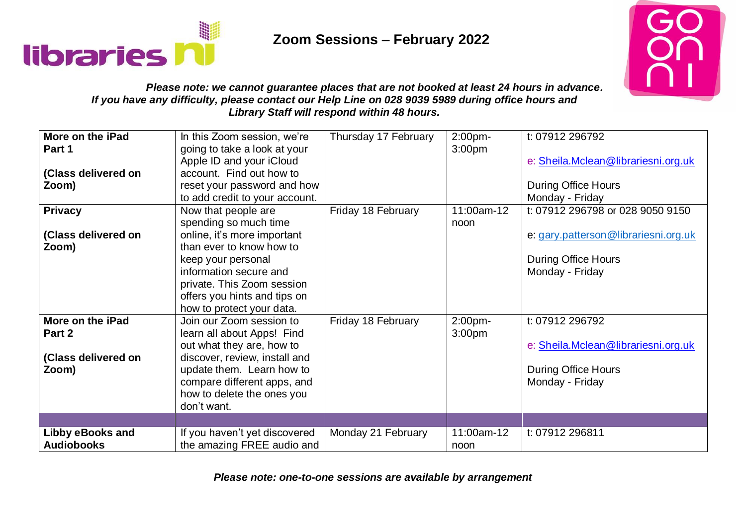# Zoom Sessions – February 2022

***Please note: we cannot guarantee places that are not booked at least 24 hours in advance. If you have any difficulty, please contact our Help Line on 028 9039 5989 during office hours and Library Staff will respond within 48 hours.***

| | | | | |
|---|---|---|---|---|
| **More on the iPad Part 1**<br><br>**(Class delivered on Zoom)** | In this Zoom session, we're going to take a look at your Apple ID and your iCloud account. Find out how to reset your password and how to add credit to your account. | Thursday 17 February | 2:00pm-3:00pm | t: 07912 296792<br><br>e: Sheila.Mclean@librariesni.org.uk<br><br>During Office Hours Monday - Friday |
| **Privacy**<br><br>**(Class delivered on Zoom)** | Now that people are spending so much time online, it's more important than ever to know how to keep your personal information secure and private. This Zoom session offers you hints and tips on how to protect your data. | Friday 18 February | 11:00am-12 noon | t: 07912 296798 or 028 9050 9150<br><br>e: gary.patterson@librariesni.org.uk<br><br>During Office Hours Monday - Friday |
| **More on the iPad Part 2**<br><br>**(Class delivered on Zoom)** | Join our Zoom session to learn all about Apps! Find out what they are, how to discover, review, install and update them. Learn how to compare different apps, and how to delete the ones you don't want. | Friday 18 February | 2:00pm-3:00pm | t: 07912 296792<br><br>e: Sheila.Mclean@librariesni.org.uk<br><br>During Office Hours Monday - Friday |
| | | | | |
| **Libby eBooks and Audiobooks** | If you haven't yet discovered the amazing FREE audio and | Monday 21 February | 11:00am-12 noon | t: 07912 296811 |

***Please note: one-to-one sessions are available by arrangement***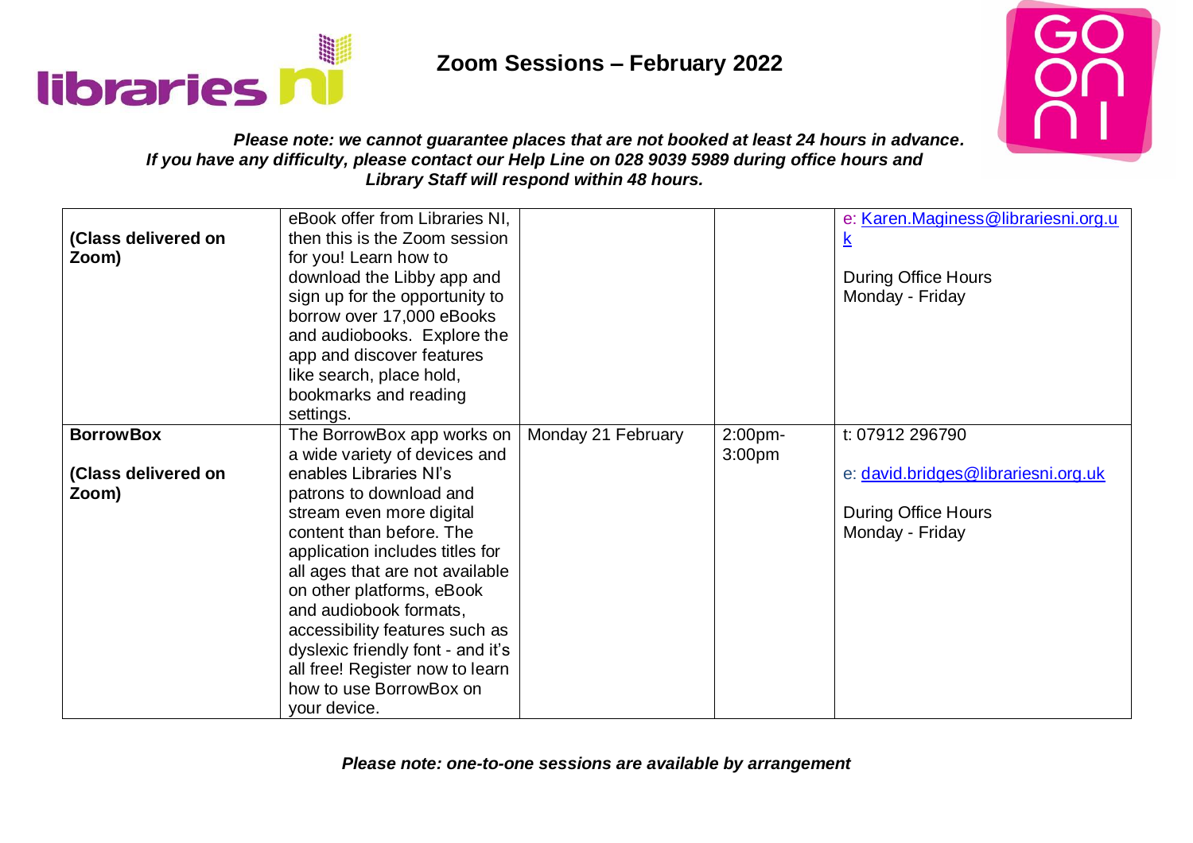## Zoom Sessions – February 2022

***Please note: we cannot guarantee places that are not booked at least 24 hours in advance. If you have any difficulty, please contact our Help Line on 028 9039 5989 during office hours and Library Staff will respond within 48 hours.***

| | | | | |
|---|---|---|---|---|
| **(Class delivered on Zoom)** | eBook offer from Libraries NI, then this is the Zoom session for you! Learn how to download the Libby app and sign up for the opportunity to borrow over 17,000 eBooks and audiobooks. Explore the app and discover features like search, place hold, bookmarks and reading settings. | | | e: Karen.Maginess@librariesni.org.uk<br><br>During Office Hours Monday - Friday |
| **BorrowBox**<br><br>**(Class delivered on Zoom)** | The BorrowBox app works on a wide variety of devices and enables Libraries NI's patrons to download and stream even more digital content than before. The application includes titles for all ages that are not available on other platforms, eBook and audiobook formats, accessibility features such as dyslexic friendly font - and it's all free! Register now to learn how to use BorrowBox on your device. | Monday 21 February | 2:00pm-3:00pm | t: 07912 296790<br><br>e: david.bridges@librariesni.org.uk<br><br>During Office Hours Monday - Friday |

***Please note: one-to-one sessions are available by arrangement***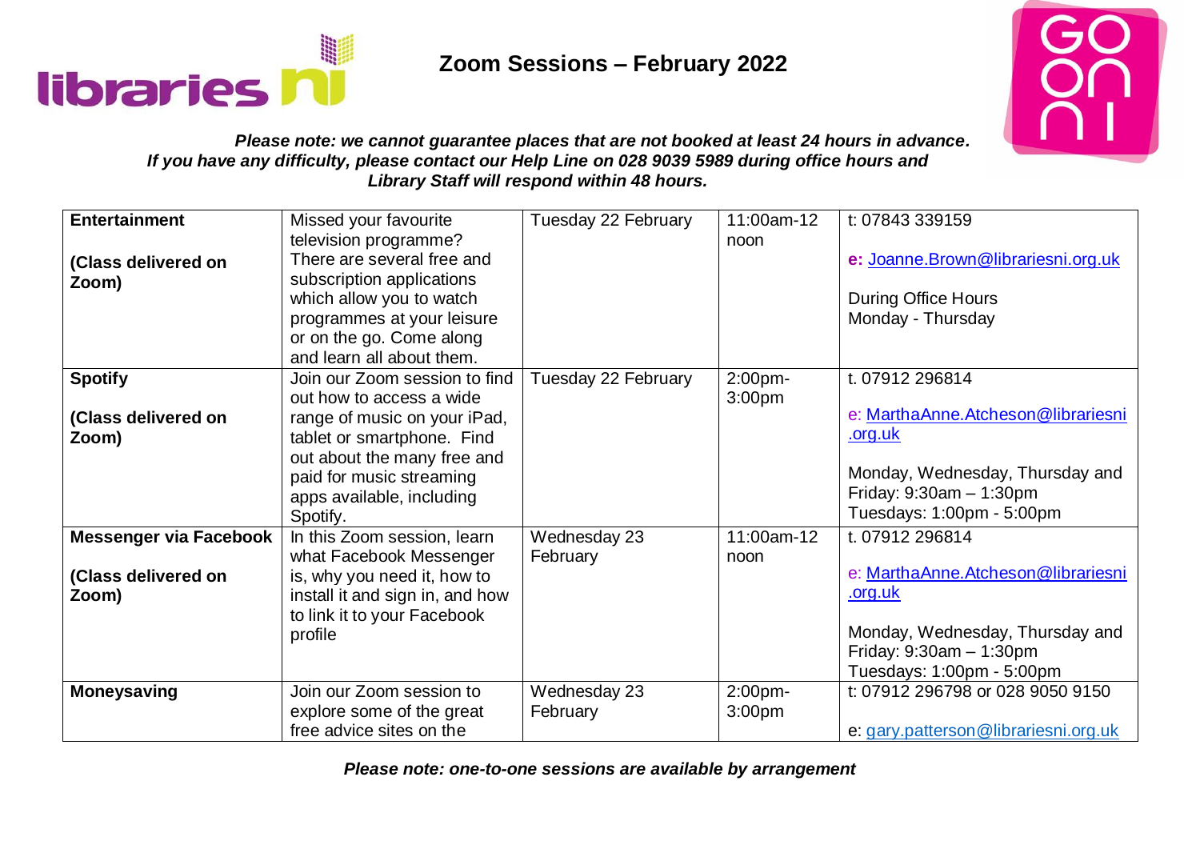# Zoom Sessions – February 2022

***Please note: we cannot guarantee places that are not booked at least 24 hours in advance. If you have any difficulty, please contact our Help Line on 028 9039 5989 during office hours and Library Staff will respond within 48 hours.***

| **Entertainment**<br><br>**(Class delivered on Zoom)** | Missed your favourite television programme? There are several free and subscription applications which allow you to watch programmes at your leisure or on the go. Come along and learn all about them. | Tuesday 22 February | 11:00am-12 noon | t: 07843 339159<br><br>**e:** Joanne.Brown@librariesni.org.uk<br><br>During Office Hours Monday - Thursday |
|---|---|---|---|---|
| **Spotify**<br><br>**(Class delivered on Zoom)** | Join our Zoom session to find out how to access a wide range of music on your iPad, tablet or smartphone. Find out about the many free and paid for music streaming apps available, including Spotify. | Tuesday 22 February | 2:00pm-3:00pm | t. 07912 296814<br><br>e: MarthaAnne.Atcheson@librariesni.org.uk<br><br>Monday, Wednesday, Thursday and Friday: 9:30am – 1:30pm<br>Tuesdays: 1:00pm - 5:00pm |
| **Messenger via Facebook**<br><br>**(Class delivered on Zoom)** | In this Zoom session, learn what Facebook Messenger is, why you need it, how to install it and sign in, and how to link it to your Facebook profile | Wednesday 23 February | 11:00am-12 noon | t. 07912 296814<br><br>e: MarthaAnne.Atcheson@librariesni.org.uk<br><br>Monday, Wednesday, Thursday and Friday: 9:30am – 1:30pm<br>Tuesdays: 1:00pm - 5:00pm |
| **Moneysaving** | Join our Zoom session to explore some of the great free advice sites on the | Wednesday 23 February | 2:00pm-3:00pm | t: 07912 296798 or 028 9050 9150<br><br>e: gary.patterson@librariesni.org.uk |

***Please note: one-to-one sessions are available by arrangement***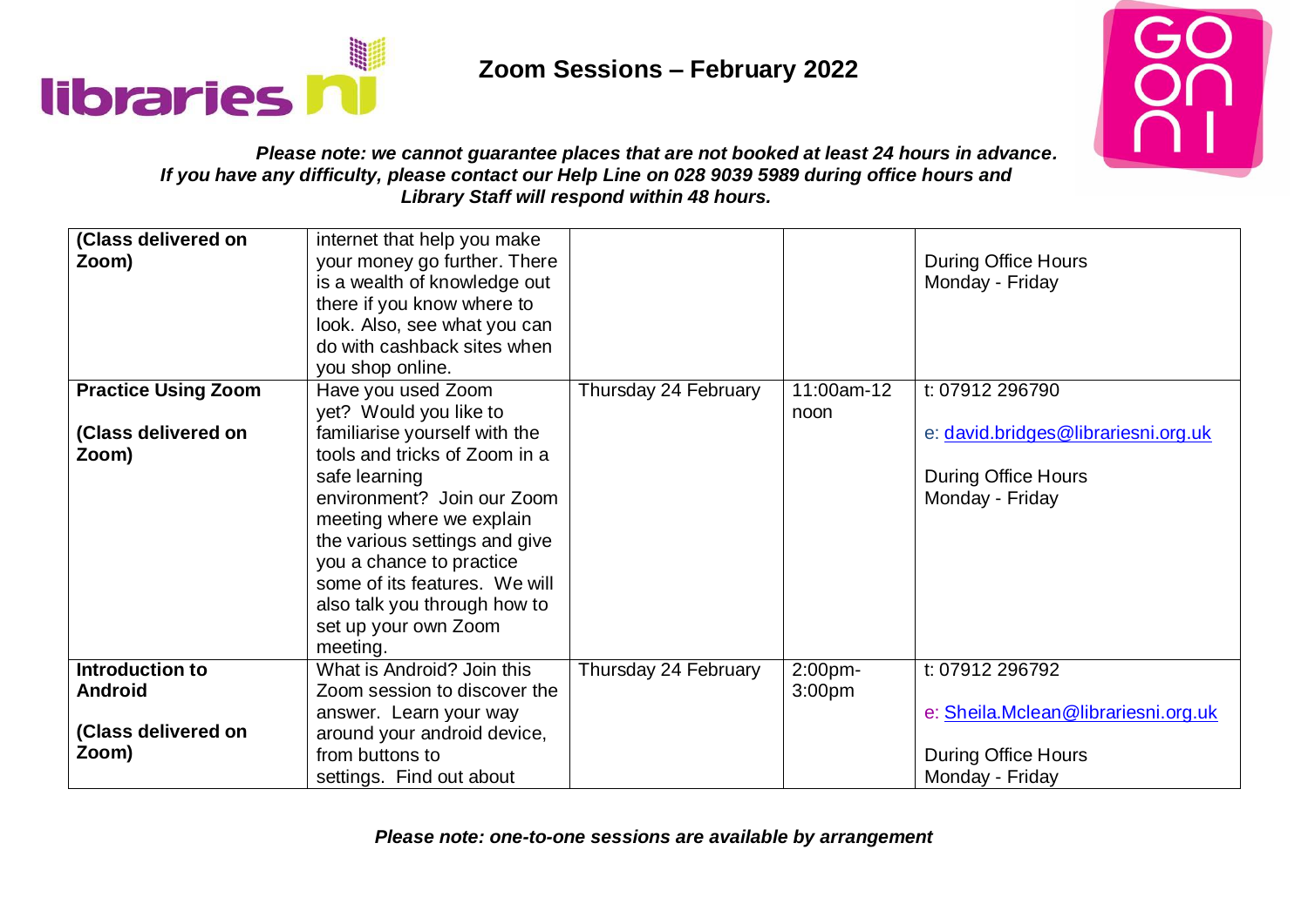## Zoom Sessions – February 2022

***Please note: we cannot guarantee places that are not booked at least 24 hours in advance. If you have any difficulty, please contact our Help Line on 028 9039 5989 during office hours and Library Staff will respond within 48 hours.***

| | | | | |
|---|---|---|---|---|
| **(Class delivered on Zoom)** | internet that help you make your money go further. There is a wealth of knowledge out there if you know where to look. Also, see what you can do with cashback sites when you shop online. | | | During Office Hours Monday - Friday |
| **Practice Using Zoom**<br><br>**(Class delivered on Zoom)** | Have you used Zoom yet? Would you like to familiarise yourself with the tools and tricks of Zoom in a safe learning environment? Join our Zoom meeting where we explain the various settings and give you a chance to practice some of its features. We will also talk you through how to set up your own Zoom meeting. | Thursday 24 February | 11:00am-12 noon | t: 07912 296790<br><br>e: david.bridges@librariesni.org.uk<br><br>During Office Hours Monday - Friday |
| **Introduction to Android**<br><br>**(Class delivered on Zoom)** | What is Android? Join this Zoom session to discover the answer. Learn your way around your android device, from buttons to settings. Find out about | Thursday 24 February | 2:00pm-3:00pm | t: 07912 296792<br><br>e: Sheila.Mclean@librariesni.org.uk<br><br>During Office Hours Monday - Friday |

***Please note: one-to-one sessions are available by arrangement***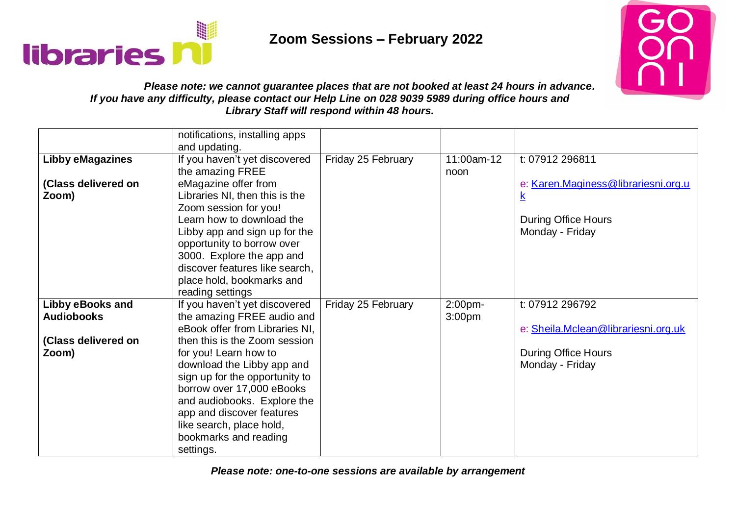## Zoom Sessions – February 2022

***Please note: we cannot guarantee places that are not booked at least 24 hours in advance. If you have any difficulty, please contact our Help Line on 028 9039 5989 during office hours and Library Staff will respond within 48 hours.***

| | | | | |
|---|---|---|---|---|
| | notifications, installing apps and updating. | | | |
| **Libby eMagazines**<br><br>**(Class delivered on Zoom)** | If you haven't yet discovered the amazing FREE eMagazine offer from Libraries NI, then this is the Zoom session for you! Learn how to download the Libby app and sign up for the opportunity to borrow over 3000. Explore the app and discover features like search, place hold, bookmarks and reading settings | Friday 25 February | 11:00am-12 noon | t: 07912 296811<br><br>e: Karen.Maginess@librariesni.org.uk<br><br>During Office Hours Monday - Friday |
| **Libby eBooks and Audiobooks**<br><br>**(Class delivered on Zoom)** | If you haven't yet discovered the amazing FREE audio and eBook offer from Libraries NI, then this is the Zoom session for you! Learn how to download the Libby app and sign up for the opportunity to borrow over 17,000 eBooks and audiobooks. Explore the app and discover features like search, place hold, bookmarks and reading settings. | Friday 25 February | 2:00pm-3:00pm | t: 07912 296792<br><br>e: Sheila.Mclean@librariesni.org.uk<br><br>During Office Hours Monday - Friday |

***Please note: one-to-one sessions are available by arrangement***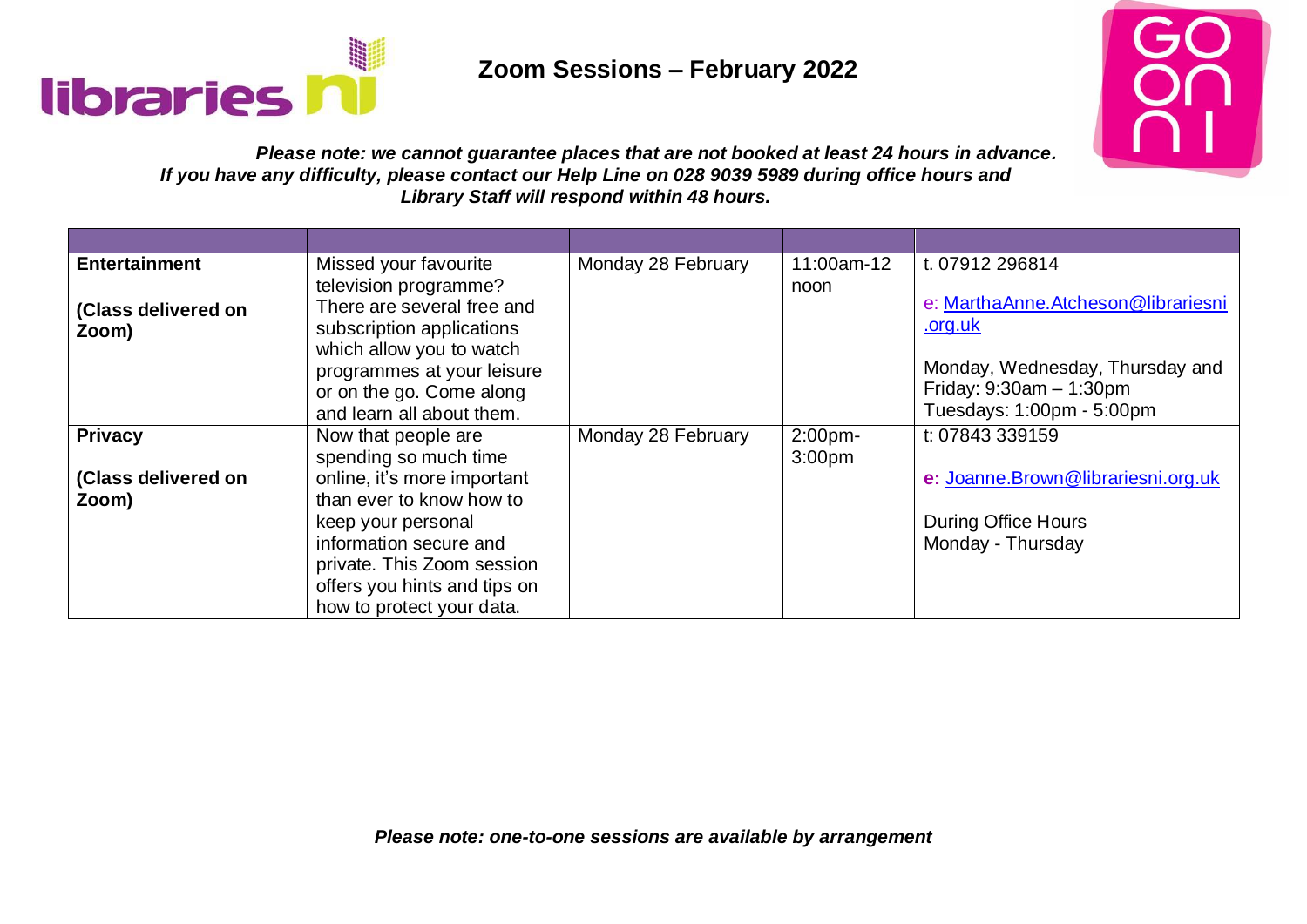## Zoom Sessions – February 2022

***Please note: we cannot guarantee places that are not booked at least 24 hours in advance. If you have any difficulty, please contact our Help Line on 028 9039 5989 during office hours and Library Staff will respond within 48 hours.***

| | | | | |
|---|---|---|---|---|
| **Entertainment**<br><br>**(Class delivered on Zoom)** | Missed your favourite television programme? There are several free and subscription applications which allow you to watch programmes at your leisure or on the go. Come along and learn all about them. | Monday 28 February | 11:00am-12 noon | t. 07912 296814<br><br>e: MarthaAnne.Atcheson@librariesni.org.uk<br><br>Monday, Wednesday, Thursday and Friday: 9:30am – 1:30pm<br>Tuesdays: 1:00pm - 5:00pm |
| **Privacy**<br><br>**(Class delivered on Zoom)** | Now that people are spending so much time online, it's more important than ever to know how to keep your personal information secure and private. This Zoom session offers you hints and tips on how to protect your data. | Monday 28 February | 2:00pm-3:00pm | t: 07843 339159<br><br>**e:** Joanne.Brown@librariesni.org.uk<br><br>During Office Hours<br>Monday - Thursday |

***Please note: one-to-one sessions are available by arrangement***